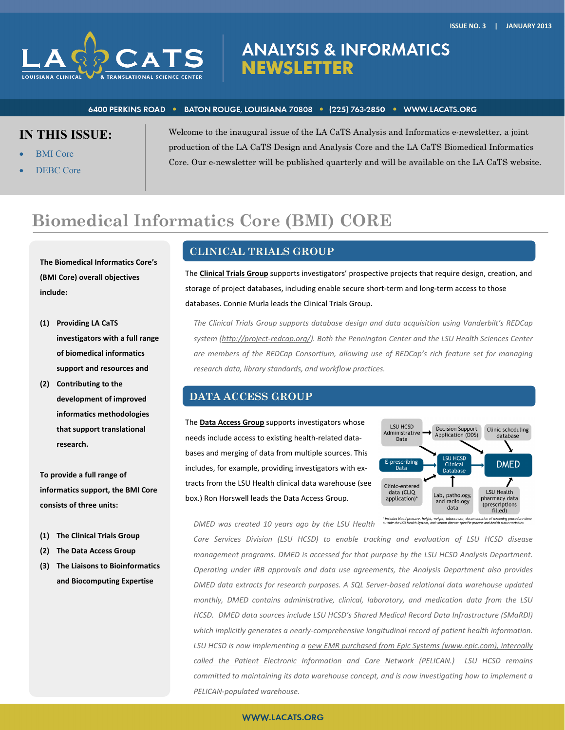ISSUE NO. 3 | JANUARY 2013

LA CaTS — LOUISIANA CLINICAL & TRANSLATIONAL SCIENCE CENTER

# ANALYSIS & INFORMATICS NEWSLETTER

6400 PERKINS ROAD • BATON ROUGE, LOUISIANA 70808 • (225) 763-2850 • WWW.LACATS.ORG

## IN THIS ISSUE:

- BMI Core
- DEBC Core

Welcome to the inaugural issue of the LA CaTS Analysis and Informatics e-newsletter, a joint production of the LA CaTS Design and Analysis Core and the LA CaTS Biomedical Informatics Core. Our e-newsletter will be published quarterly and will be available on the LA CaTS website.

# Biomedical Informatics Core (BMI) CORE

**The Biomedical Informatics Core's (BMI Core) overall objectives include:**

**(1) Providing LA CaTS investigators with a full range of biomedical informatics support and resources and**

**(2) Contributing to the development of improved informatics methodologies that support translational research.**

**To provide a full range of informatics support, the BMI Core consists of three units:**

**(1) The Clinical Trials Group**

**(2) The Data Access Group**

**(3) The Liaisons to Bioinformatics and Biocomputing Expertise**

## CLINICAL TRIALS GROUP

The **Clinical Trials Group** supports investigators' prospective projects that require design, creation, and storage of project databases, including enable secure short-term and long-term access to those databases. Connie Murla leads the Clinical Trials Group.

*The Clinical Trials Group supports database design and data acquisition using Vanderbilt's REDCap system (http://project-redcap.org/). Both the Pennington Center and the LSU Health Sciences Center are members of the REDCap Consortium, allowing use of REDCap's rich feature set for managing research data, library standards, and workflow practices.*

## DATA ACCESS GROUP

The **Data Access Group** supports investigators whose needs include access to existing health-related databases and merging of data from multiple sources. This includes, for example, providing investigators with extracts from the LSU Health clinical data warehouse (see box.) Ron Horswell leads the Data Access Group.

LSU HCSD Administrative Data → Decision Support Application (DDS); Clinic scheduling database; E-prescribing Data; LSU HCSD Clinical Database → DMED; Clinic-entered data (CLIQ application)*; Lab, pathology, and radiology data; LSU Health pharmacy data (prescriptions filled)

\* Includes blood pressure, height, weight, tobacco use, documentation of screening procedure done outside the LSU Health System, and various disease-specific process and health status variables

*DMED was created 10 years ago by the LSU Health Care Services Division (LSU HCSD) to enable tracking and evaluation of LSU HCSD disease management programs. DMED is accessed for that purpose by the LSU HCSD Analysis Department. Operating under IRB approvals and data use agreements, the Analysis Department also provides DMED data extracts for research purposes. A SQL Server-based relational data warehouse updated monthly, DMED contains administrative, clinical, laboratory, and medication data from the LSU HCSD. DMED data sources include LSU HCSD's Shared Medical Record Data Infrastructure (SMaRDI) which implicitly generates a nearly-comprehensive longitudinal record of patient health information. LSU HCSD is now implementing a new EMR purchased from Epic Systems (www.epic.com), internally called the Patient Electronic Information and Care Network (PELICAN.) LSU HCSD remains committed to maintaining its data warehouse concept, and is now investigating how to implement a PELICAN-populated warehouse.*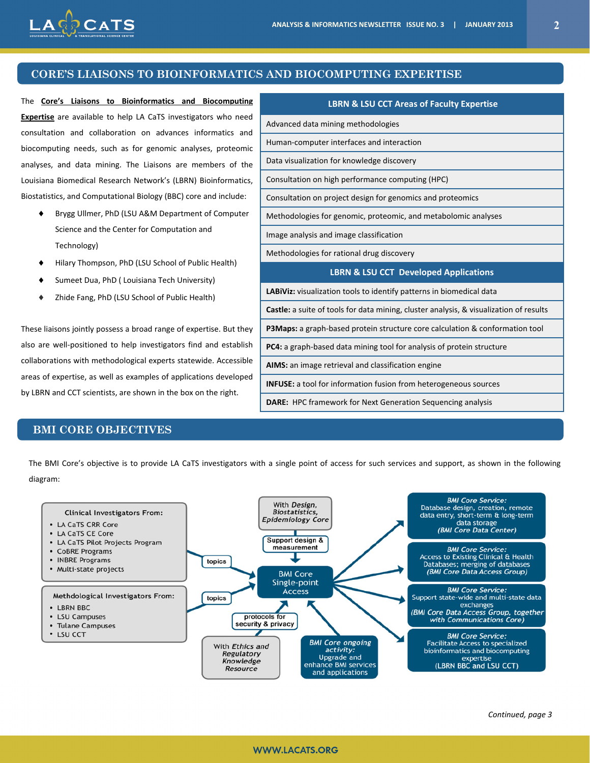## CORE'S LIAISONS TO BIOINFORMATICS AND BIOCOMPUTING EXPERTISE

The **Core's Liaisons to Bioinformatics and Biocomputing Expertise** are available to help LA CaTS investigators who need consultation and collaboration on advances informatics and biocomputing needs, such as for genomic analyses, proteomic analyses, and data mining. The Liaisons are members of the Louisiana Biomedical Research Network's (LBRN) Bioinformatics, Biostatistics, and Computational Biology (BBC) core and include:

- Brygg Ullmer, PhD (LSU A&M Department of Computer Science and the Center for Computation and Technology)
- Hilary Thompson, PhD (LSU School of Public Health)
- Sumeet Dua, PhD ( Louisiana Tech University)
- Zhide Fang, PhD (LSU School of Public Health)

These liaisons jointly possess a broad range of expertise. But they also are well-positioned to help investigators find and establish collaborations with methodological experts statewide. Accessible areas of expertise, as well as examples of applications developed by LBRN and CCT scientists, are shown in the box on the right.

| LBRN & LSU CCT Areas of Faculty Expertise |
|---|
| Advanced data mining methodologies |
| Human-computer interfaces and interaction |
| Data visualization for knowledge discovery |
| Consultation on high performance computing (HPC) |
| Consultation on project design for genomics and proteomics |
| Methodologies for genomic, proteomic, and metabolomic analyses |
| Image analysis and image classification |
| Methodologies for rational drug discovery |
| **LBRN & LSU CCT Developed Applications** |
| **LABiViz:** visualization tools to identify patterns in biomedical data |
| **Castle:** a suite of tools for data mining, cluster analysis, & visualization of results |
| **P3Maps:** a graph-based protein structure core calculation & conformation tool |
| **PC4:** a graph-based data mining tool for analysis of protein structure |
| **AIMS:** an image retrieval and classification engine |
| **INFUSE:** a tool for information fusion from heterogeneous sources |
| **DARE:** HPC framework for Next Generation Sequencing analysis |

## BMI CORE OBJECTIVES

The BMI Core's objective is to provide LA CaTS investigators with a single point of access for such services and support, as shown in the following diagram:

**Clinical Investigators From:**
- LA CaTS CRR Core
- LA CaTS CE Core
- LA CaTS Pilot Projects Program
- CoBRE Programs
- INBRE Programs
- Multi-state projects

**Methdological Investigators From:**
- LBRN BBC
- LSU Campuses
- Tulane Campuses
- LSU CCT

topics

topics

With *Design, Biostatistics, Epidemiology Core*

Support design & measurement

BMI Core Single-point Access

protocols for security & privacy

With *Ethics and Regulatory Knowledge Resource*

*BMI Core ongoing activity:* Upgrade and enhance BMI services and applications

*BMI Core Service:* Database design, creation, remote data entry, short-term & long-term data storage *(BMI Core Data Center)*

*BMI Core Service:* Access to Existing Clinical & Health Databases; merging of databases *(BMI Core Data Access Group)*

*BMI Core Service:* Support state-wide and multi-state data exchanges *(BMI Core Data Access Group, together with Communications Core)*

*BMI Core Service:* Facilitate Access to specialized bioinformatics and biocomputing expertise (LBRN BBC and LSU CCT)

*Continued, page 3*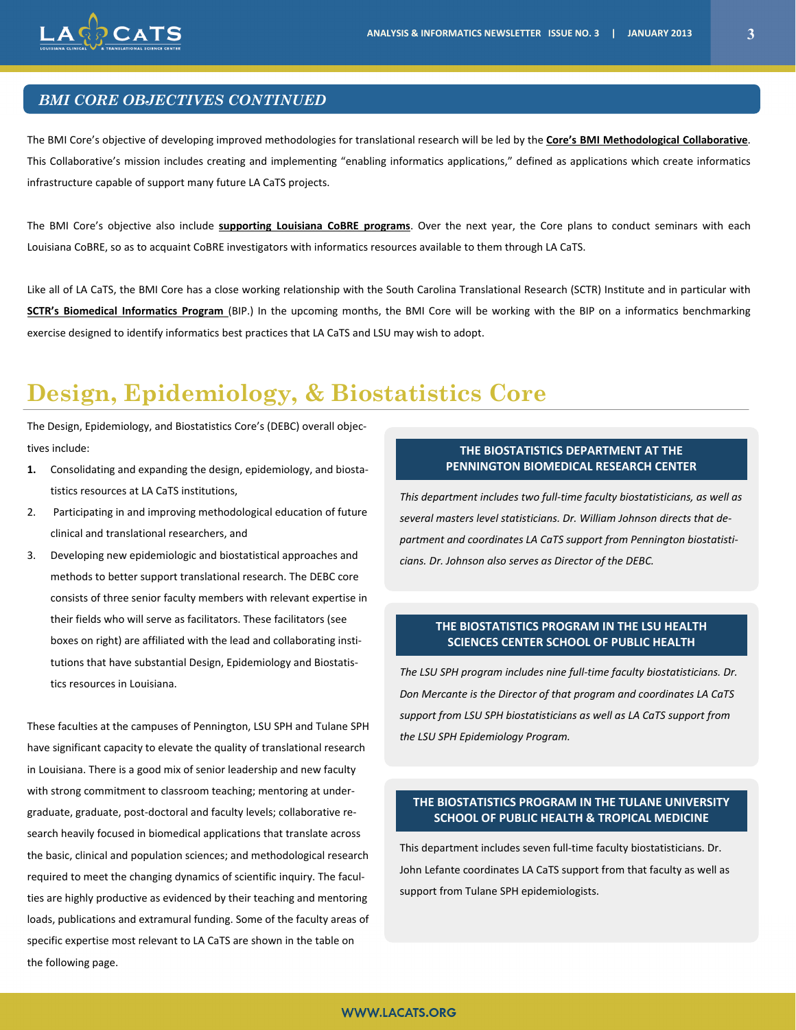## *BMI CORE OBJECTIVES CONTINUED*

The BMI Core's objective of developing improved methodologies for translational research will be led by the **Core's BMI Methodological Collaborative**. This Collaborative's mission includes creating and implementing "enabling informatics applications," defined as applications which create informatics infrastructure capable of support many future LA CaTS projects.

The BMI Core's objective also include **supporting Louisiana CoBRE programs**. Over the next year, the Core plans to conduct seminars with each Louisiana CoBRE, so as to acquaint CoBRE investigators with informatics resources available to them through LA CaTS.

Like all of LA CaTS, the BMI Core has a close working relationship with the South Carolina Translational Research (SCTR) Institute and in particular with **SCTR's Biomedical Informatics Program** (BIP.) In the upcoming months, the BMI Core will be working with the BIP on a informatics benchmarking exercise designed to identify informatics best practices that LA CaTS and LSU may wish to adopt.

# Design, Epidemiology, & Biostatistics Core

The Design, Epidemiology, and Biostatistics Core's (DEBC) overall objectives include:

1. Consolidating and expanding the design, epidemiology, and biostatistics resources at LA CaTS institutions,
2. Participating in and improving methodological education of future clinical and translational researchers, and
3. Developing new epidemiologic and biostatistical approaches and methods to better support translational research. The DEBC core consists of three senior faculty members with relevant expertise in their fields who will serve as facilitators. These facilitators (see boxes on right) are affiliated with the lead and collaborating institutions that have substantial Design, Epidemiology and Biostatistics resources in Louisiana.

These faculties at the campuses of Pennington, LSU SPH and Tulane SPH have significant capacity to elevate the quality of translational research in Louisiana. There is a good mix of senior leadership and new faculty with strong commitment to classroom teaching; mentoring at undergraduate, graduate, post-doctoral and faculty levels; collaborative research heavily focused in biomedical applications that translate across the basic, clinical and population sciences; and methodological research required to meet the changing dynamics of scientific inquiry. The faculties are highly productive as evidenced by their teaching and mentoring loads, publications and extramural funding. Some of the faculty areas of specific expertise most relevant to LA CaTS are shown in the table on the following page.

### THE BIOSTATISTICS DEPARTMENT AT THE PENNINGTON BIOMEDICAL RESEARCH CENTER

*This department includes two full-time faculty biostatisticians, as well as several masters level statisticians. Dr. William Johnson directs that department and coordinates LA CaTS support from Pennington biostatisticians. Dr. Johnson also serves as Director of the DEBC.*

### THE BIOSTATISTICS PROGRAM IN THE LSU HEALTH SCIENCES CENTER SCHOOL OF PUBLIC HEALTH

*The LSU SPH program includes nine full-time faculty biostatisticians. Dr. Don Mercante is the Director of that program and coordinates LA CaTS support from LSU SPH biostatisticians as well as LA CaTS support from the LSU SPH Epidemiology Program.*

### THE BIOSTATISTICS PROGRAM IN THE TULANE UNIVERSITY SCHOOL OF PUBLIC HEALTH & TROPICAL MEDICINE

This department includes seven full-time faculty biostatisticians. Dr. John Lefante coordinates LA CaTS support from that faculty as well as support from Tulane SPH epidemiologists.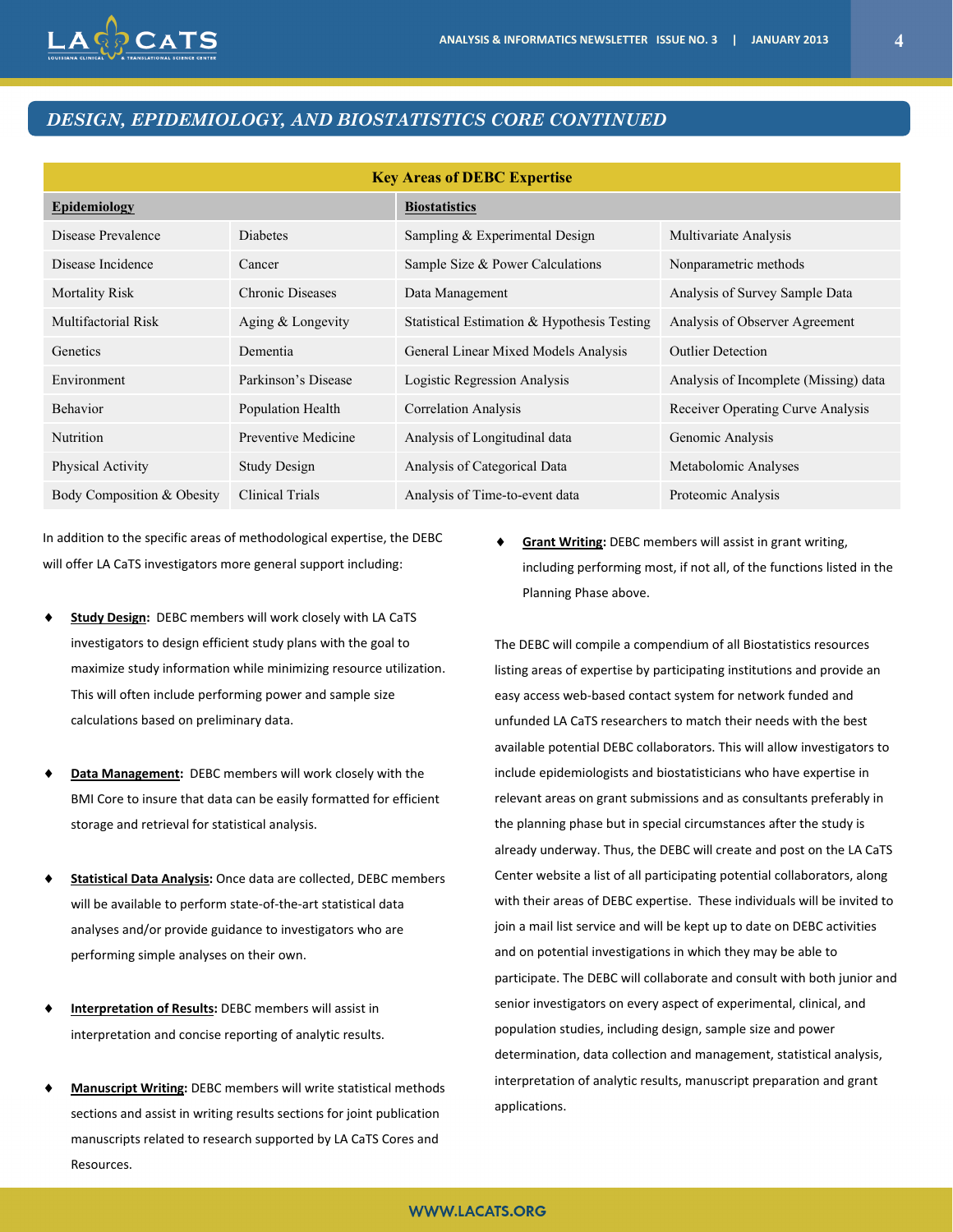## DESIGN, EPIDEMIOLOGY, AND BIOSTATISTICS CORE CONTINUED

| Key Areas of DEBC Expertise | | | |
|---|---|---|---|
| **Epidemiology** | | **Biostatistics** | |
| Disease Prevalence | Diabetes | Sampling & Experimental Design | Multivariate Analysis |
| Disease Incidence | Cancer | Sample Size & Power Calculations | Nonparametric methods |
| Mortality Risk | Chronic Diseases | Data Management | Analysis of Survey Sample Data |
| Multifactorial Risk | Aging & Longevity | Statistical Estimation & Hypothesis Testing | Analysis of Observer Agreement |
| Genetics | Dementia | General Linear Mixed Models Analysis | Outlier Detection |
| Environment | Parkinson's Disease | Logistic Regression Analysis | Analysis of Incomplete (Missing) data |
| Behavior | Population Health | Correlation Analysis | Receiver Operating Curve Analysis |
| Nutrition | Preventive Medicine | Analysis of Longitudinal data | Genomic Analysis |
| Physical Activity | Study Design | Analysis of Categorical Data | Metabolomic Analyses |
| Body Composition & Obesity | Clinical Trials | Analysis of Time-to-event data | Proteomic Analysis |

In addition to the specific areas of methodological expertise, the DEBC will offer LA CaTS investigators more general support including:

- **Study Design:** DEBC members will work closely with LA CaTS investigators to design efficient study plans with the goal to maximize study information while minimizing resource utilization. This will often include performing power and sample size calculations based on preliminary data.
- **Data Management:** DEBC members will work closely with the BMI Core to insure that data can be easily formatted for efficient storage and retrieval for statistical analysis.
- **Statistical Data Analysis:** Once data are collected, DEBC members will be available to perform state-of-the-art statistical data analyses and/or provide guidance to investigators who are performing simple analyses on their own.
- **Interpretation of Results:** DEBC members will assist in interpretation and concise reporting of analytic results.
- **Manuscript Writing:** DEBC members will write statistical methods sections and assist in writing results sections for joint publication manuscripts related to research supported by LA CaTS Cores and Resources.
- **Grant Writing:** DEBC members will assist in grant writing, including performing most, if not all, of the functions listed in the Planning Phase above.

The DEBC will compile a compendium of all Biostatistics resources listing areas of expertise by participating institutions and provide an easy access web-based contact system for network funded and unfunded LA CaTS researchers to match their needs with the best available potential DEBC collaborators. This will allow investigators to include epidemiologists and biostatisticians who have expertise in relevant areas on grant submissions and as consultants preferably in the planning phase but in special circumstances after the study is already underway. Thus, the DEBC will create and post on the LA CaTS Center website a list of all participating potential collaborators, along with their areas of DEBC expertise. These individuals will be invited to join a mail list service and will be kept up to date on DEBC activities and on potential investigations in which they may be able to participate. The DEBC will collaborate and consult with both junior and senior investigators on every aspect of experimental, clinical, and population studies, including design, sample size and power determination, data collection and management, statistical analysis, interpretation of analytic results, manuscript preparation and grant applications.